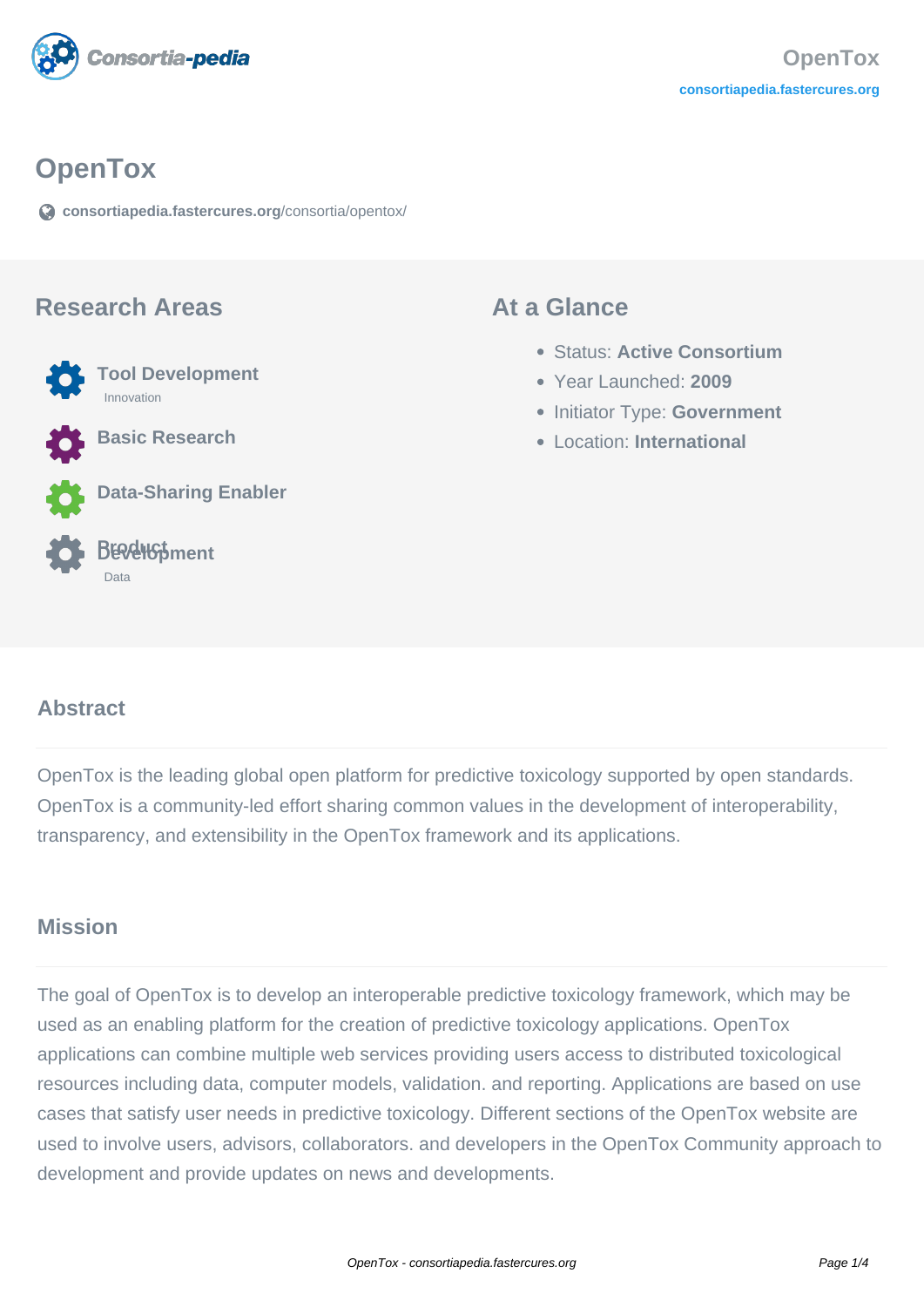# OpenTox

consortiapedia.fastercures.org/consortia/opentox/

## Research Areas

- **Tool Development**
  Innovation
- **Basic Research**
- **Data-Sharing Enabler**
- **Product Development**
  Data

## At a Glance

- Status: **Active Consortium**
- Year Launched: **2009**
- Initiator Type: **Government**
- Location: **International**

## Abstract

OpenTox is the leading global open platform for predictive toxicology supported by open standards. OpenTox is a community-led effort sharing common values in the development of interoperability, transparency, and extensibility in the OpenTox framework and its applications.

## Mission

The goal of OpenTox is to develop an interoperable predictive toxicology framework, which may be used as an enabling platform for the creation of predictive toxicology applications. OpenTox applications can combine multiple web services providing users access to distributed toxicological resources including data, computer models, validation. and reporting. Applications are based on use cases that satisfy user needs in predictive toxicology. Different sections of the OpenTox website are used to involve users, advisors, collaborators. and developers in the OpenTox Community approach to development and provide updates on news and developments.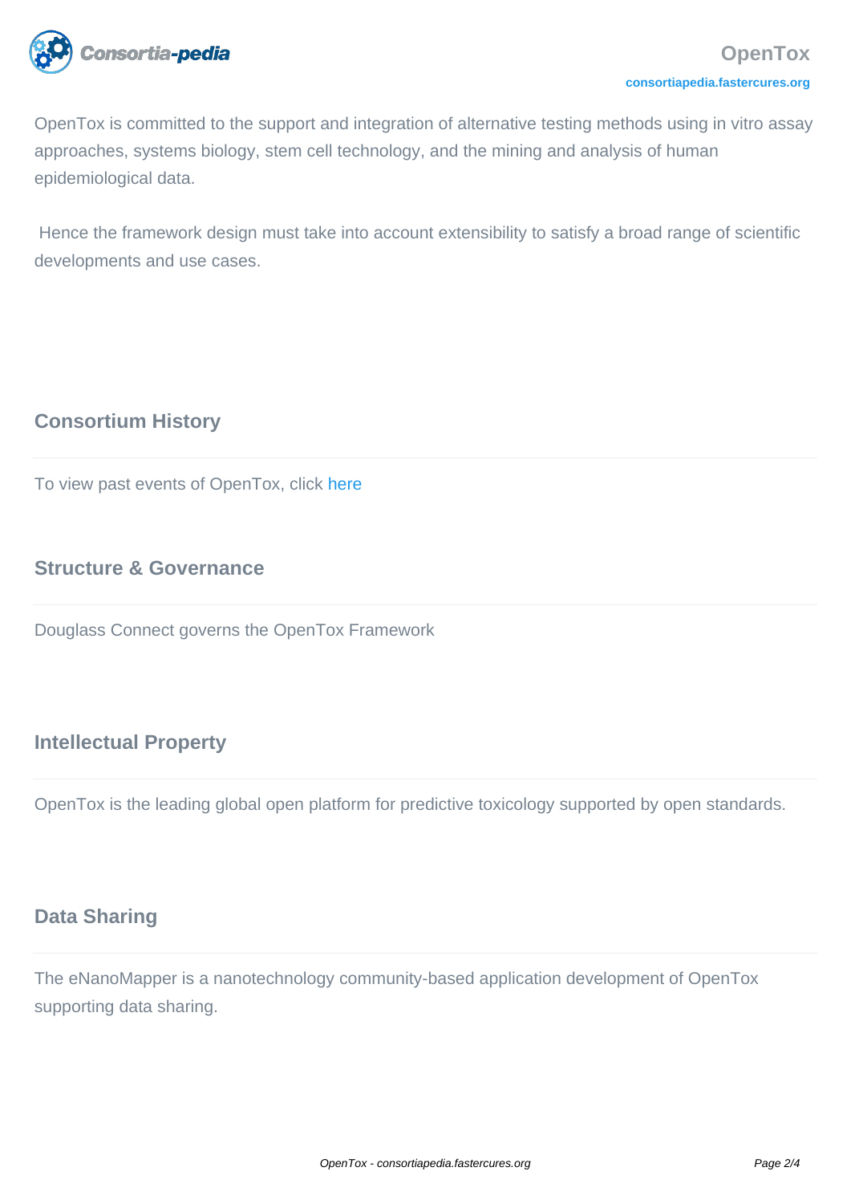OpenTox is committed to the support and integration of alternative testing methods using in vitro assay approaches, systems biology, stem cell technology, and the mining and analysis of human epidemiological data.

Hence the framework design must take into account extensibility to satisfy a broad range of scientific developments and use cases.

## Consortium History

To view past events of OpenTox, click here

## Structure & Governance

Douglass Connect governs the OpenTox Framework

## Intellectual Property

OpenTox is the leading global open platform for predictive toxicology supported by open standards.

## Data Sharing

The eNanoMapper is a nanotechnology community-based application development of OpenTox supporting data sharing.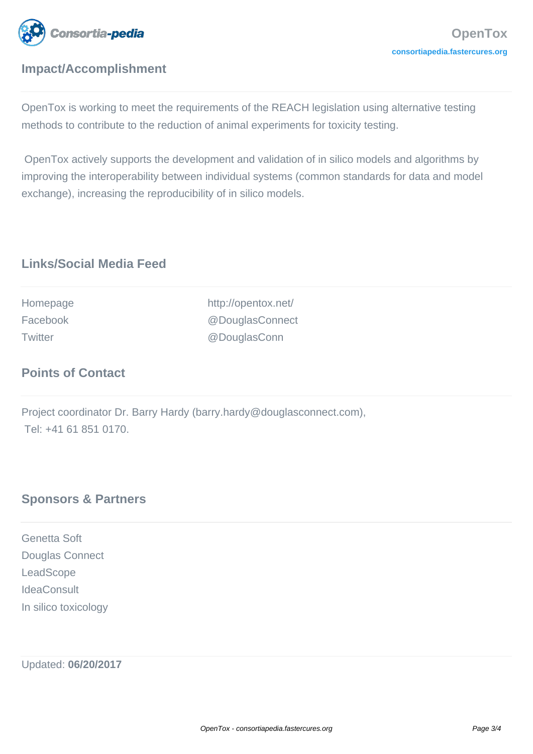## Impact/Accomplishment

OpenTox is working to meet the requirements of the REACH legislation using alternative testing methods to contribute to the reduction of animal experiments for toxicity testing.

OpenTox actively supports the development and validation of in silico models and algorithms by improving the interoperability between individual systems (common standards for data and model exchange), increasing the reproducibility of in silico models.

## Links/Social Media Feed

| | |
|---|---|
| Homepage | http://opentox.net/ |
| Facebook | @DouglasConnect |
| Twitter | @DouglasConn |

## Points of Contact

Project coordinator Dr. Barry Hardy (barry.hardy@douglasconnect.com),
Tel: +41 61 851 0170.

## Sponsors & Partners

Genetta Soft
Douglas Connect
LeadScope
IdeaConsult
In silico toxicology

Updated: **06/20/2017**